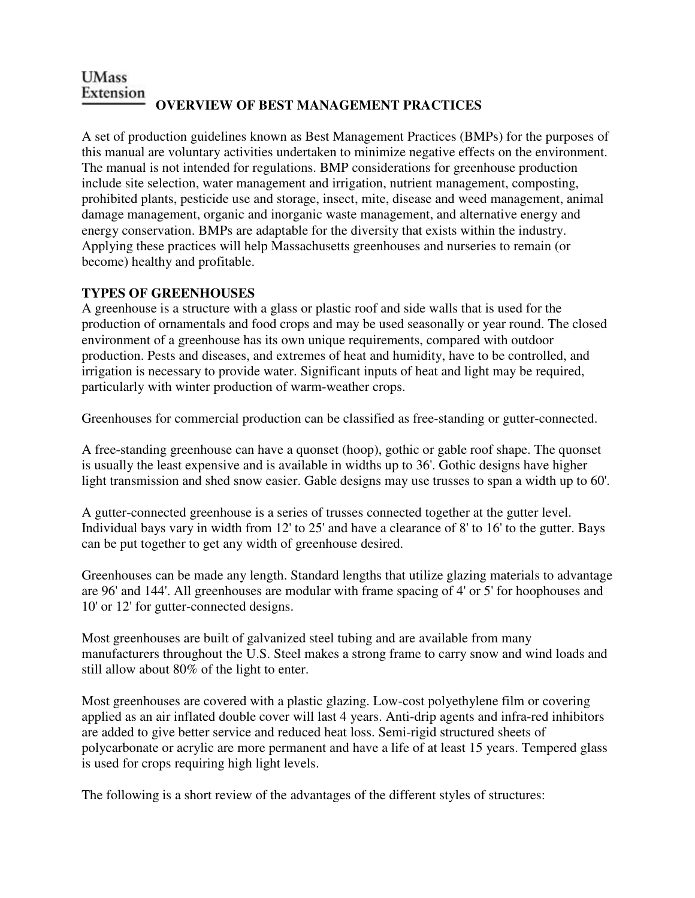UMass Extension

# OVERVIEW OF BEST MANAGEMENT PRACTICES

A set of production guidelines known as Best Management Practices (BMPs) for the purposes of this manual are voluntary activities undertaken to minimize negative effects on the environment. The manual is not intended for regulations. BMP considerations for greenhouse production include site selection, water management and irrigation, nutrient management, composting, prohibited plants, pesticide use and storage, insect, mite, disease and weed management, animal damage management, organic and inorganic waste management, and alternative energy and energy conservation. BMPs are adaptable for the diversity that exists within the industry. Applying these practices will help Massachusetts greenhouses and nurseries to remain (or become) healthy and profitable.

## TYPES OF GREENHOUSES

A greenhouse is a structure with a glass or plastic roof and side walls that is used for the production of ornamentals and food crops and may be used seasonally or year round. The closed environment of a greenhouse has its own unique requirements, compared with outdoor production. Pests and diseases, and extremes of heat and humidity, have to be controlled, and irrigation is necessary to provide water. Significant inputs of heat and light may be required, particularly with winter production of warm-weather crops.

Greenhouses for commercial production can be classified as free-standing or gutter-connected.

A free-standing greenhouse can have a quonset (hoop), gothic or gable roof shape. The quonset is usually the least expensive and is available in widths up to 36'. Gothic designs have higher light transmission and shed snow easier. Gable designs may use trusses to span a width up to 60'.

A gutter-connected greenhouse is a series of trusses connected together at the gutter level. Individual bays vary in width from 12' to 25' and have a clearance of 8' to 16' to the gutter. Bays can be put together to get any width of greenhouse desired.

Greenhouses can be made any length. Standard lengths that utilize glazing materials to advantage are 96' and 144'. All greenhouses are modular with frame spacing of 4' or 5' for hoophouses and 10' or 12' for gutter-connected designs.

Most greenhouses are built of galvanized steel tubing and are available from many manufacturers throughout the U.S. Steel makes a strong frame to carry snow and wind loads and still allow about 80% of the light to enter.

Most greenhouses are covered with a plastic glazing. Low-cost polyethylene film or covering applied as an air inflated double cover will last 4 years. Anti-drip agents and infra-red inhibitors are added to give better service and reduced heat loss. Semi-rigid structured sheets of polycarbonate or acrylic are more permanent and have a life of at least 15 years. Tempered glass is used for crops requiring high light levels.

The following is a short review of the advantages of the different styles of structures: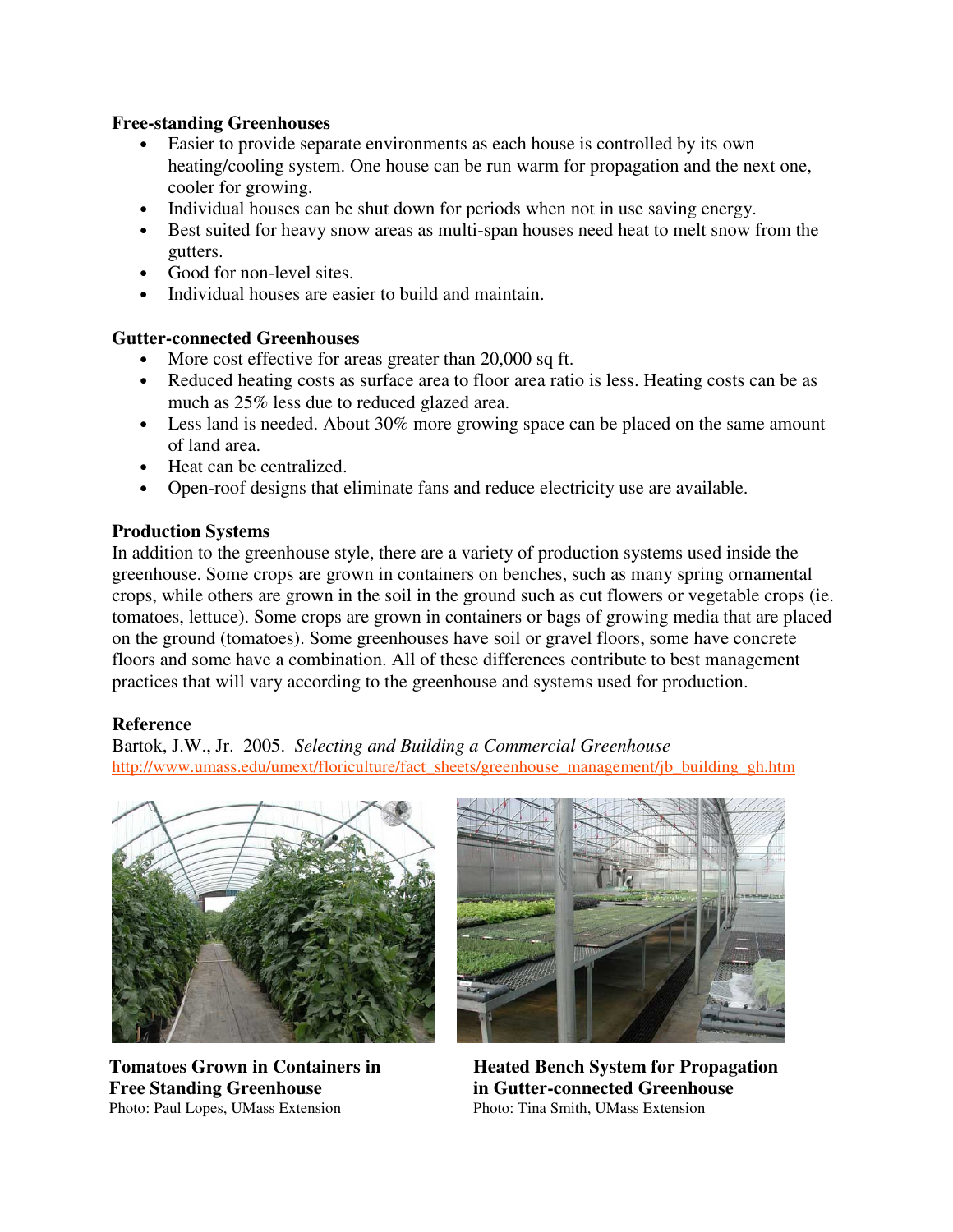### Free-standing Greenhouses

- Easier to provide separate environments as each house is controlled by its own heating/cooling system. One house can be run warm for propagation and the next one, cooler for growing.
- Individual houses can be shut down for periods when not in use saving energy.
- Best suited for heavy snow areas as multi-span houses need heat to melt snow from the gutters.
- Good for non-level sites.
- Individual houses are easier to build and maintain.

### Gutter-connected Greenhouses

- More cost effective for areas greater than 20,000 sq ft.
- Reduced heating costs as surface area to floor area ratio is less. Heating costs can be as much as 25% less due to reduced glazed area.
- Less land is needed. About 30% more growing space can be placed on the same amount of land area.
- Heat can be centralized.
- Open-roof designs that eliminate fans and reduce electricity use are available.

### Production Systems

In addition to the greenhouse style, there are a variety of production systems used inside the greenhouse. Some crops are grown in containers on benches, such as many spring ornamental crops, while others are grown in the soil in the ground such as cut flowers or vegetable crops (ie. tomatoes, lettuce). Some crops are grown in containers or bags of growing media that are placed on the ground (tomatoes). Some greenhouses have soil or gravel floors, some have concrete floors and some have a combination. All of these differences contribute to best management practices that will vary according to the greenhouse and systems used for production.

### Reference

Bartok, J.W., Jr. 2005. *Selecting and Building a Commercial Greenhouse*
http://www.umass.edu/umext/floriculture/fact_sheets/greenhouse_management/jb_building_gh.htm

**Tomatoes Grown in Containers in Free Standing Greenhouse**
Photo: Paul Lopes, UMass Extension

**Heated Bench System for Propagation in Gutter-connected Greenhouse**
Photo: Tina Smith, UMass Extension